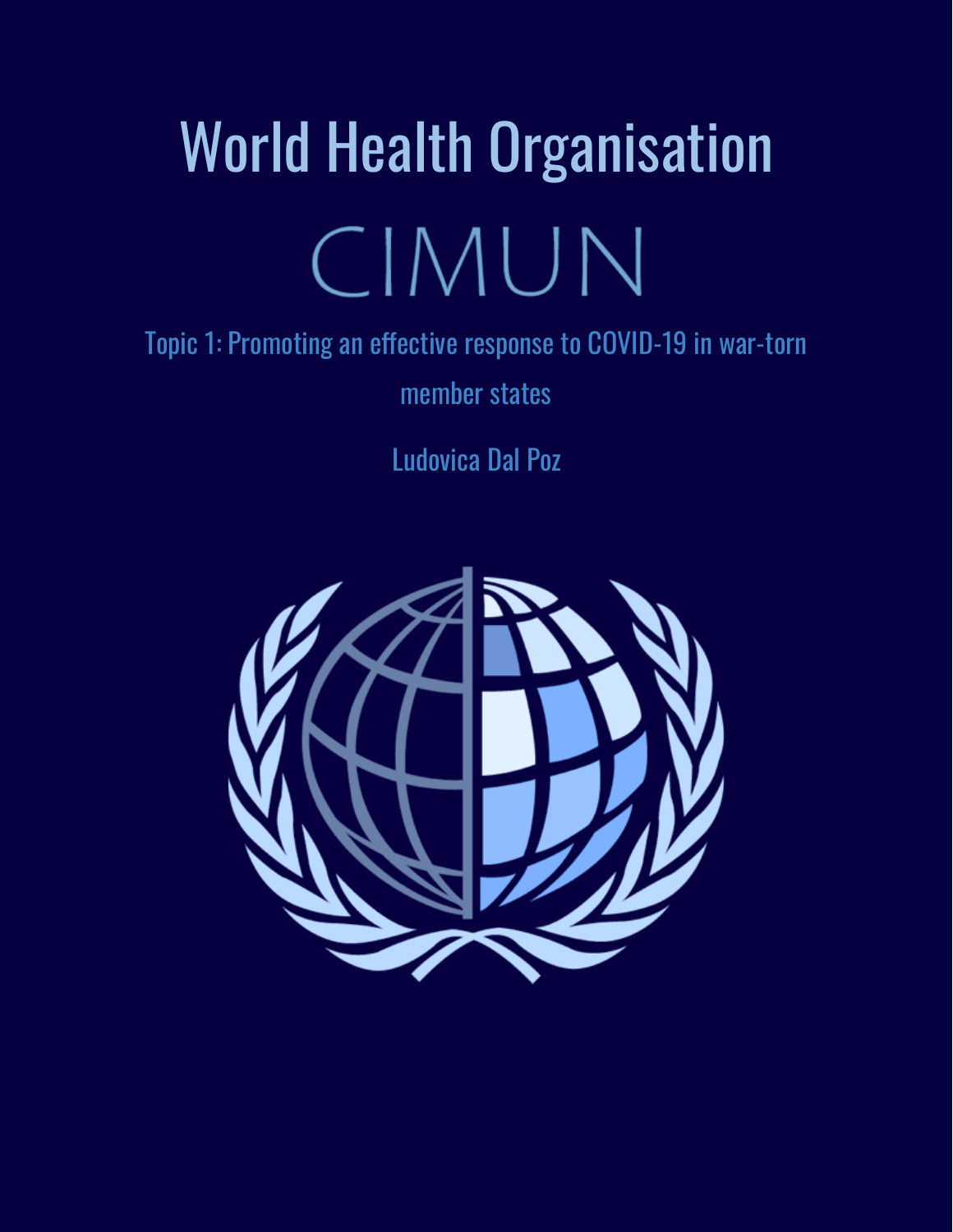# World Health Organisation

## CIMUN

### Topic 1: Promoting an effective response to COVID-19 in war-torn member states

Ludovica Dal Poz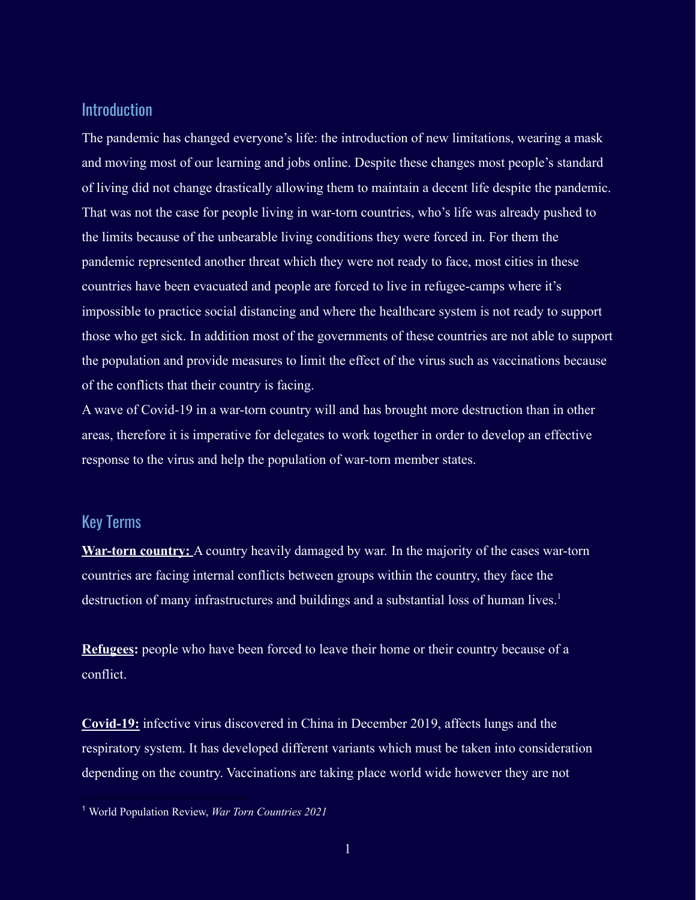## Introduction

The pandemic has changed everyone's life: the introduction of new limitations, wearing a mask and moving most of our learning and jobs online. Despite these changes most people's standard of living did not change drastically allowing them to maintain a decent life despite the pandemic. That was not the case for people living in war-torn countries, who's life was already pushed to the limits because of the unbearable living conditions they were forced in. For them the pandemic represented another threat which they were not ready to face, most cities in these countries have been evacuated and people are forced to live in refugee-camps where it's impossible to practice social distancing and where the healthcare system is not ready to support those who get sick. In addition most of the governments of these countries are not able to support the population and provide measures to limit the effect of the virus such as vaccinations because of the conflicts that their country is facing.

A wave of Covid-19 in a war-torn country will and has brought more destruction than in other areas, therefore it is imperative for delegates to work together in order to develop an effective response to the virus and help the population of war-torn member states.

## Key Terms

**War-torn country:** A country heavily damaged by war. In the majority of the cases war-torn countries are facing internal conflicts between groups within the country, they face the destruction of many infrastructures and buildings and a substantial loss of human lives.[1]

**Refugees:** people who have been forced to leave their home or their country because of a conflict.

**Covid-19:** infective virus discovered in China in December 2019, affects lungs and the respiratory system. It has developed different variants which must be taken into consideration depending on the country. Vaccinations are taking place world wide however they are not

[1] World Population Review, *War Torn Countries 2021*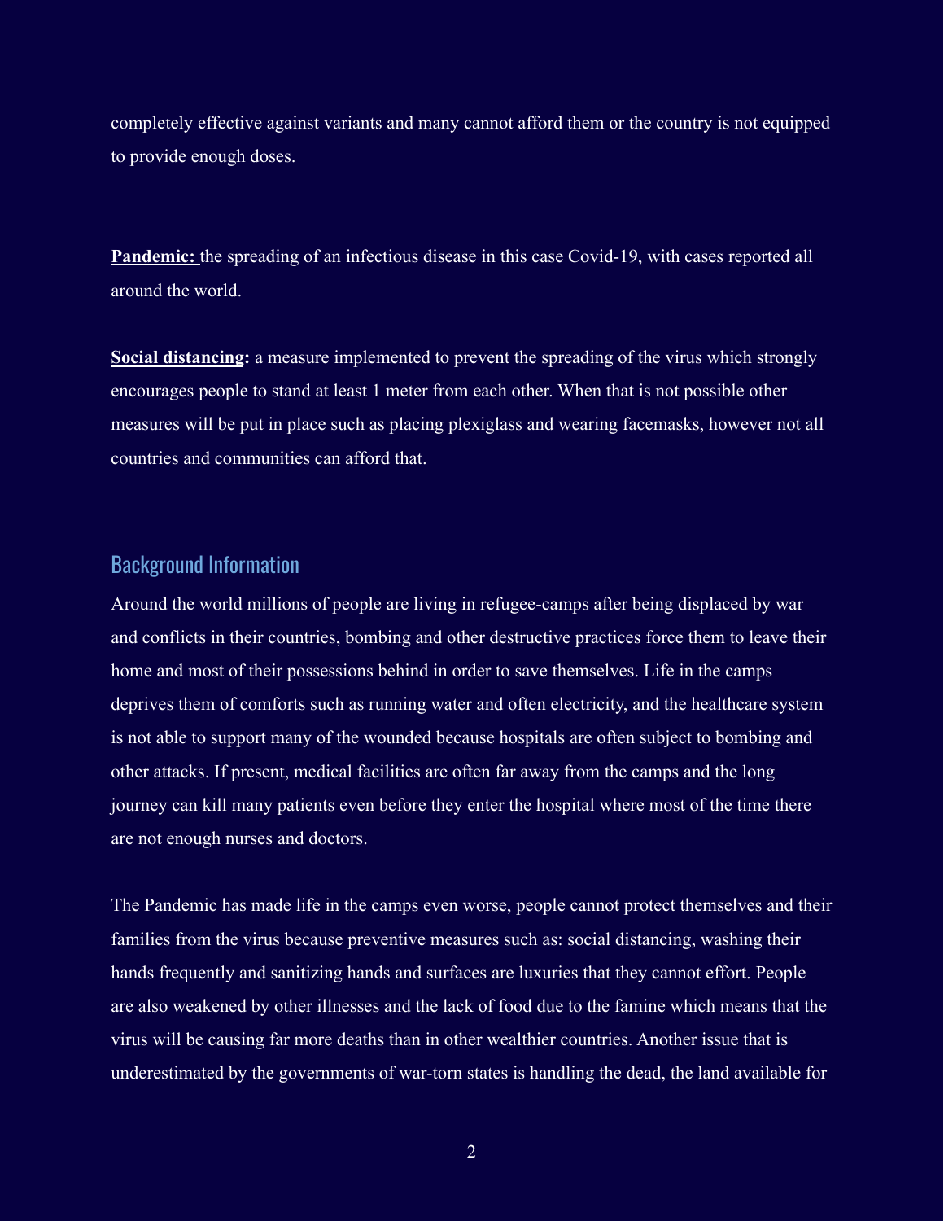completely effective against variants and many cannot afford them or the country is not equipped to provide enough doses.

**Pandemic:** the spreading of an infectious disease in this case Covid-19, with cases reported all around the world.

**Social distancing:** a measure implemented to prevent the spreading of the virus which strongly encourages people to stand at least 1 meter from each other. When that is not possible other measures will be put in place such as placing plexiglass and wearing facemasks, however not all countries and communities can afford that.

## Background Information

Around the world millions of people are living in refugee-camps after being displaced by war and conflicts in their countries, bombing and other destructive practices force them to leave their home and most of their possessions behind in order to save themselves. Life in the camps deprives them of comforts such as running water and often electricity, and the healthcare system is not able to support many of the wounded because hospitals are often subject to bombing and other attacks. If present, medical facilities are often far away from the camps and the long journey can kill many patients even before they enter the hospital where most of the time there are not enough nurses and doctors.

The Pandemic has made life in the camps even worse, people cannot protect themselves and their families from the virus because preventive measures such as: social distancing, washing their hands frequently and sanitizing hands and surfaces are luxuries that they cannot effort. People are also weakened by other illnesses and the lack of food due to the famine which means that the virus will be causing far more deaths than in other wealthier countries. Another issue that is underestimated by the governments of war-torn states is handling the dead, the land available for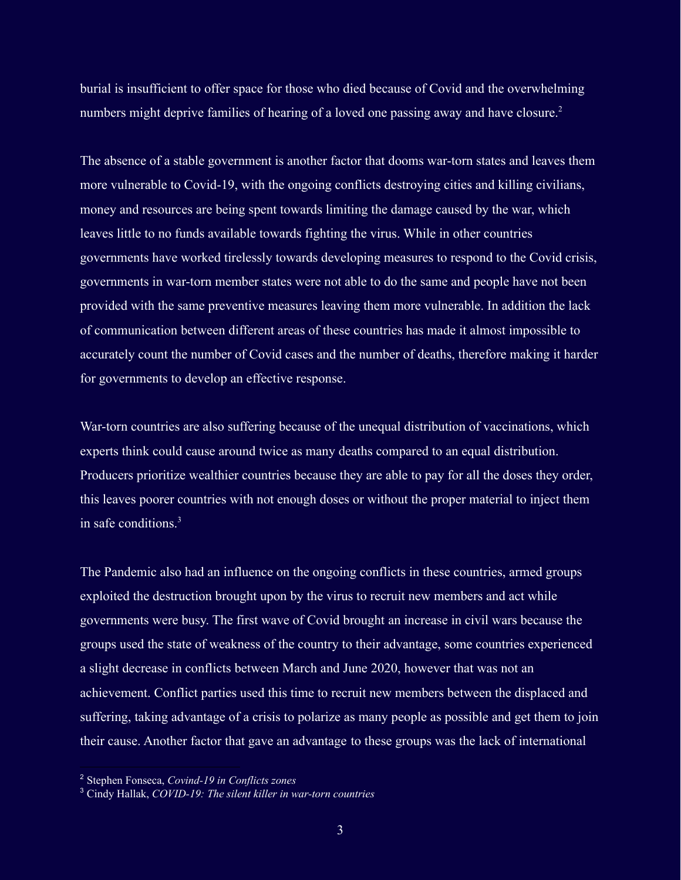burial is insufficient to offer space for those who died because of Covid and the overwhelming numbers might deprive families of hearing of a loved one passing away and have closure.[2]

The absence of a stable government is another factor that dooms war-torn states and leaves them more vulnerable to Covid-19, with the ongoing conflicts destroying cities and killing civilians, money and resources are being spent towards limiting the damage caused by the war, which leaves little to no funds available towards fighting the virus. While in other countries governments have worked tirelessly towards developing measures to respond to the Covid crisis, governments in war-torn member states were not able to do the same and people have not been provided with the same preventive measures leaving them more vulnerable. In addition the lack of communication between different areas of these countries has made it almost impossible to accurately count the number of Covid cases and the number of deaths, therefore making it harder for governments to develop an effective response.

War-torn countries are also suffering because of the unequal distribution of vaccinations, which experts think could cause around twice as many deaths compared to an equal distribution. Producers prioritize wealthier countries because they are able to pay for all the doses they order, this leaves poorer countries with not enough doses or without the proper material to inject them in safe conditions.[3]

The Pandemic also had an influence on the ongoing conflicts in these countries, armed groups exploited the destruction brought upon by the virus to recruit new members and act while governments were busy. The first wave of Covid brought an increase in civil wars because the groups used the state of weakness of the country to their advantage, some countries experienced a slight decrease in conflicts between March and June 2020, however that was not an achievement. Conflict parties used this time to recruit new members between the displaced and suffering, taking advantage of a crisis to polarize as many people as possible and get them to join their cause. Another factor that gave an advantage to these groups was the lack of international

[2] Stephen Fonseca, *Covind-19 in Conflicts zones*

[3] Cindy Hallak, *COVID-19: The silent killer in war-torn countries*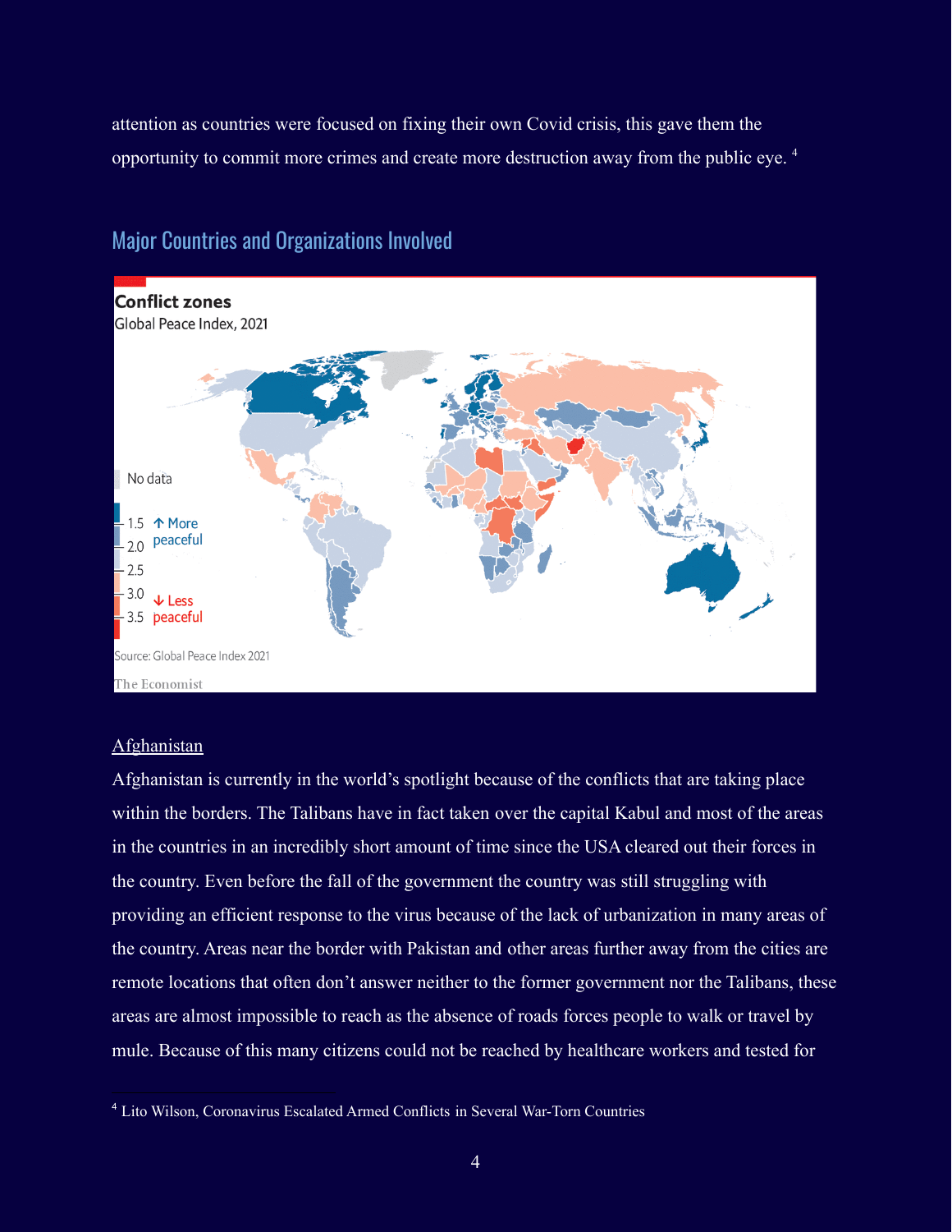attention as countries were focused on fixing their own Covid crisis, this gave them the opportunity to commit more crimes and create more destruction away from the public eye. [4]

## Major Countries and Organizations Involved

**Conflict zones**
Global Peace Index, 2021

Source: Global Peace Index 2021
The Economist

### Afghanistan

Afghanistan is currently in the world's spotlight because of the conflicts that are taking place within the borders. The Talibans have in fact taken over the capital Kabul and most of the areas in the countries in an incredibly short amount of time since the USA cleared out their forces in the country. Even before the fall of the government the country was still struggling with providing an efficient response to the virus because of the lack of urbanization in many areas of the country. Areas near the border with Pakistan and other areas further away from the cities are remote locations that often don't answer neither to the former government nor the Talibans, these areas are almost impossible to reach as the absence of roads forces people to walk or travel by mule. Because of this many citizens could not be reached by healthcare workers and tested for

[4] Lito Wilson, Coronavirus Escalated Armed Conflicts in Several War-Torn Countries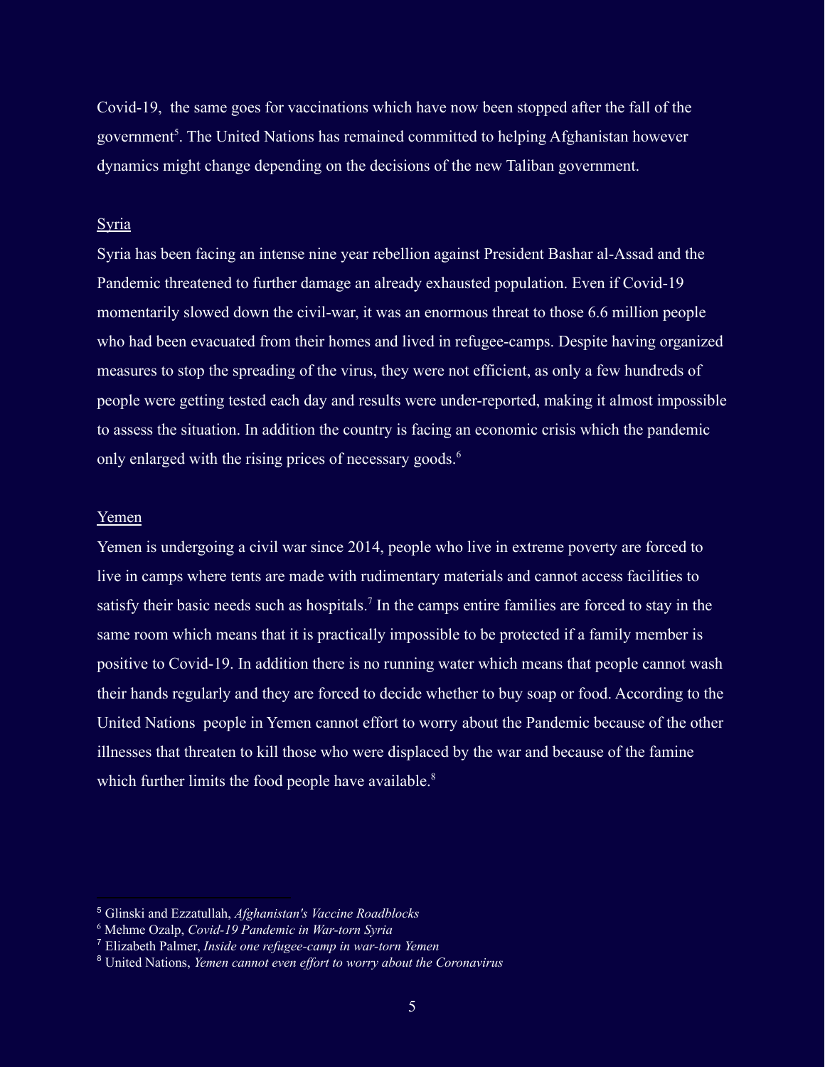Covid-19, the same goes for vaccinations which have now been stopped after the fall of the government[5]. The United Nations has remained committed to helping Afghanistan however dynamics might change depending on the decisions of the new Taliban government.

<u>Syria</u>

Syria has been facing an intense nine year rebellion against President Bashar al-Assad and the Pandemic threatened to further damage an already exhausted population. Even if Covid-19 momentarily slowed down the civil-war, it was an enormous threat to those 6.6 million people who had been evacuated from their homes and lived in refugee-camps. Despite having organized measures to stop the spreading of the virus, they were not efficient, as only a few hundreds of people were getting tested each day and results were under-reported, making it almost impossible to assess the situation. In addition the country is facing an economic crisis which the pandemic only enlarged with the rising prices of necessary goods.[6]

<u>Yemen</u>

Yemen is undergoing a civil war since 2014, people who live in extreme poverty are forced to live in camps where tents are made with rudimentary materials and cannot access facilities to satisfy their basic needs such as hospitals.[7] In the camps entire families are forced to stay in the same room which means that it is practically impossible to be protected if a family member is positive to Covid-19. In addition there is no running water which means that people cannot wash their hands regularly and they are forced to decide whether to buy soap or food. According to the United Nations people in Yemen cannot effort to worry about the Pandemic because of the other illnesses that threaten to kill those who were displaced by the war and because of the famine which further limits the food people have available.[8]

---

[5] Glinski and Ezzatullah, *Afghanistan's Vaccine Roadblocks*
[6] Mehme Ozalp, *Covid-19 Pandemic in War-torn Syria*
[7] Elizabeth Palmer, *Inside one refugee-camp in war-torn Yemen*
[8] United Nations, *Yemen cannot even effort to worry about the Coronavirus*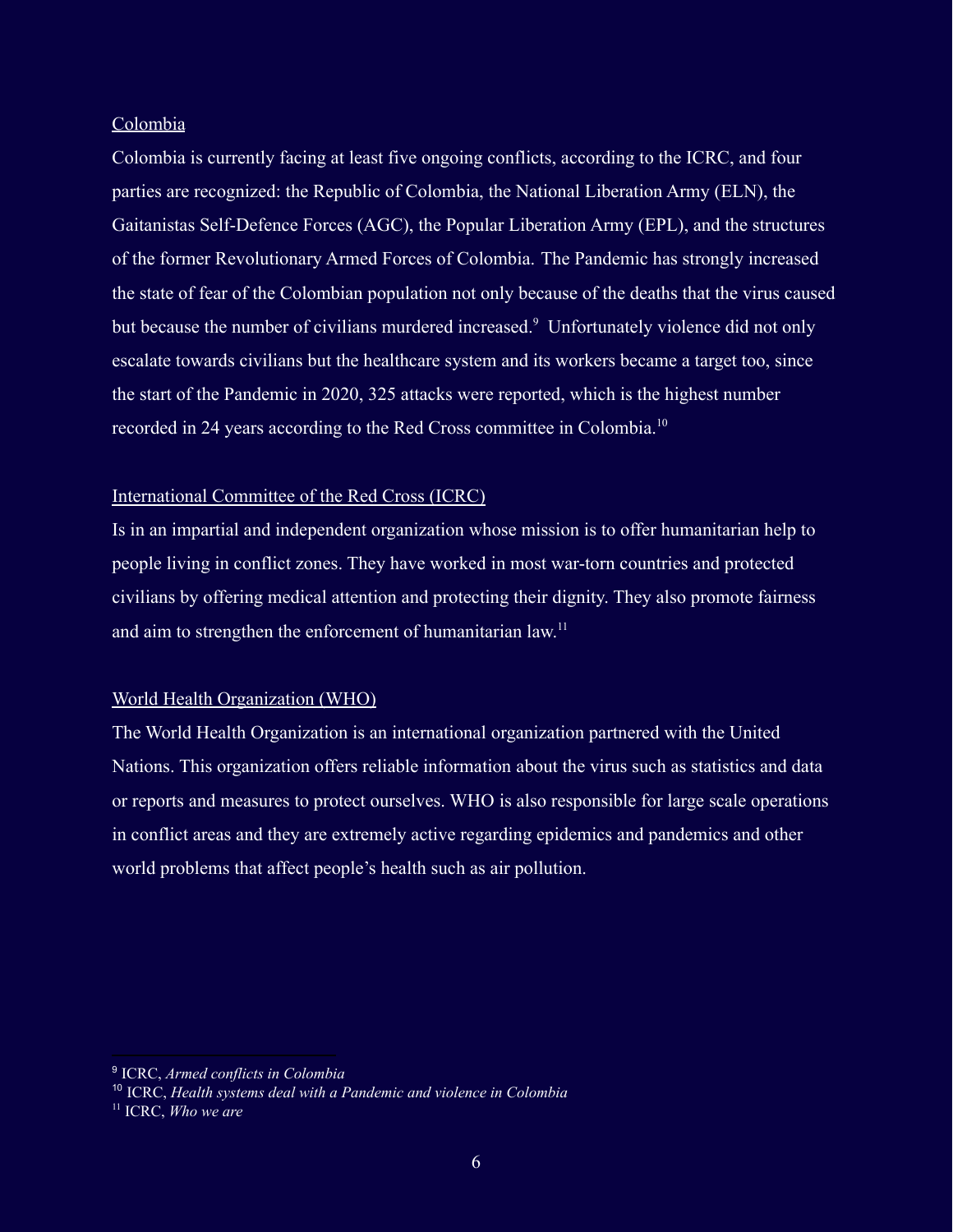Colombia

Colombia is currently facing at least five ongoing conflicts, according to the ICRC, and four parties are recognized: the Republic of Colombia, the National Liberation Army (ELN), the Gaitanistas Self-Defence Forces (AGC), the Popular Liberation Army (EPL), and the structures of the former Revolutionary Armed Forces of Colombia. The Pandemic has strongly increased the state of fear of the Colombian population not only because of the deaths that the virus caused but because the number of civilians murdered increased.[9] Unfortunately violence did not only escalate towards civilians but the healthcare system and its workers became a target too, since the start of the Pandemic in 2020, 325 attacks were reported, which is the highest number recorded in 24 years according to the Red Cross committee in Colombia.[10]

International Committee of the Red Cross (ICRC)

Is in an impartial and independent organization whose mission is to offer humanitarian help to people living in conflict zones. They have worked in most war-torn countries and protected civilians by offering medical attention and protecting their dignity. They also promote fairness and aim to strengthen the enforcement of humanitarian law.[11]

World Health Organization (WHO)

The World Health Organization is an international organization partnered with the United Nations. This organization offers reliable information about the virus such as statistics and data or reports and measures to protect ourselves. WHO is also responsible for large scale operations in conflict areas and they are extremely active regarding epidemics and pandemics and other world problems that affect people's health such as air pollution.

---

[9] ICRC, *Armed conflicts in Colombia*

[10] ICRC, *Health systems deal with a Pandemic and violence in Colombia*

[11] ICRC, *Who we are*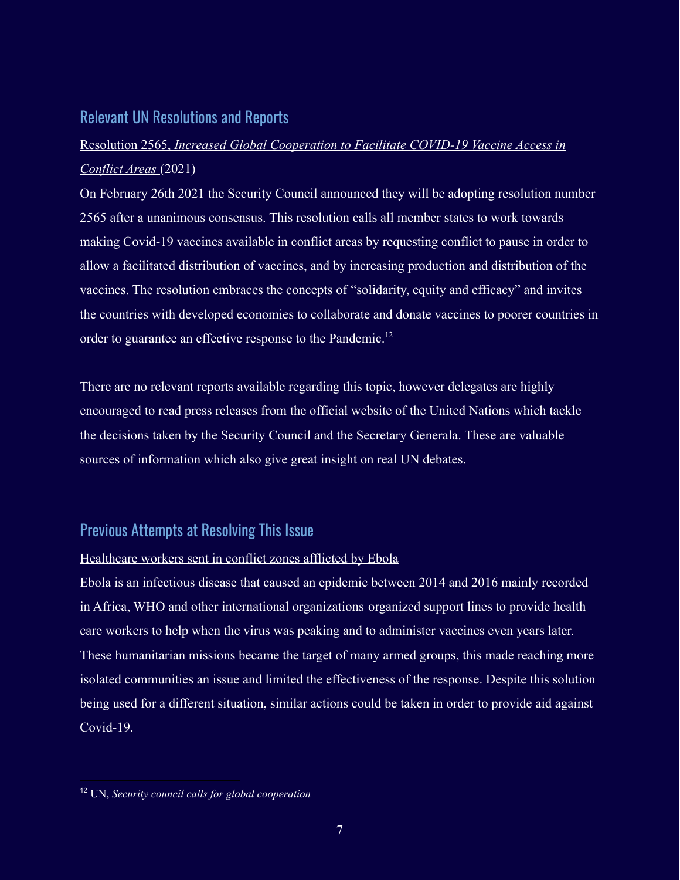## Relevant UN Resolutions and Reports

Resolution 2565, *Increased Global Cooperation to Facilitate COVID-19 Vaccine Access in Conflict Areas* (2021)

On February 26th 2021 the Security Council announced they will be adopting resolution number 2565 after a unanimous consensus. This resolution calls all member states to work towards making Covid-19 vaccines available in conflict areas by requesting conflict to pause in order to allow a facilitated distribution of vaccines, and by increasing production and distribution of the vaccines. The resolution embraces the concepts of "solidarity, equity and efficacy" and invites the countries with developed economies to collaborate and donate vaccines to poorer countries in order to guarantee an effective response to the Pandemic.[12]

There are no relevant reports available regarding this topic, however delegates are highly encouraged to read press releases from the official website of the United Nations which tackle the decisions taken by the Security Council and the Secretary Generala. These are valuable sources of information which also give great insight on real UN debates.

## Previous Attempts at Resolving This Issue

Healthcare workers sent in conflict zones afflicted by Ebola

Ebola is an infectious disease that caused an epidemic between 2014 and 2016 mainly recorded in Africa, WHO and other international organizations organized support lines to provide health care workers to help when the virus was peaking and to administer vaccines even years later. These humanitarian missions became the target of many armed groups, this made reaching more isolated communities an issue and limited the effectiveness of the response. Despite this solution being used for a different situation, similar actions could be taken in order to provide aid against Covid-19.

---

[12] UN, *Security council calls for global cooperation*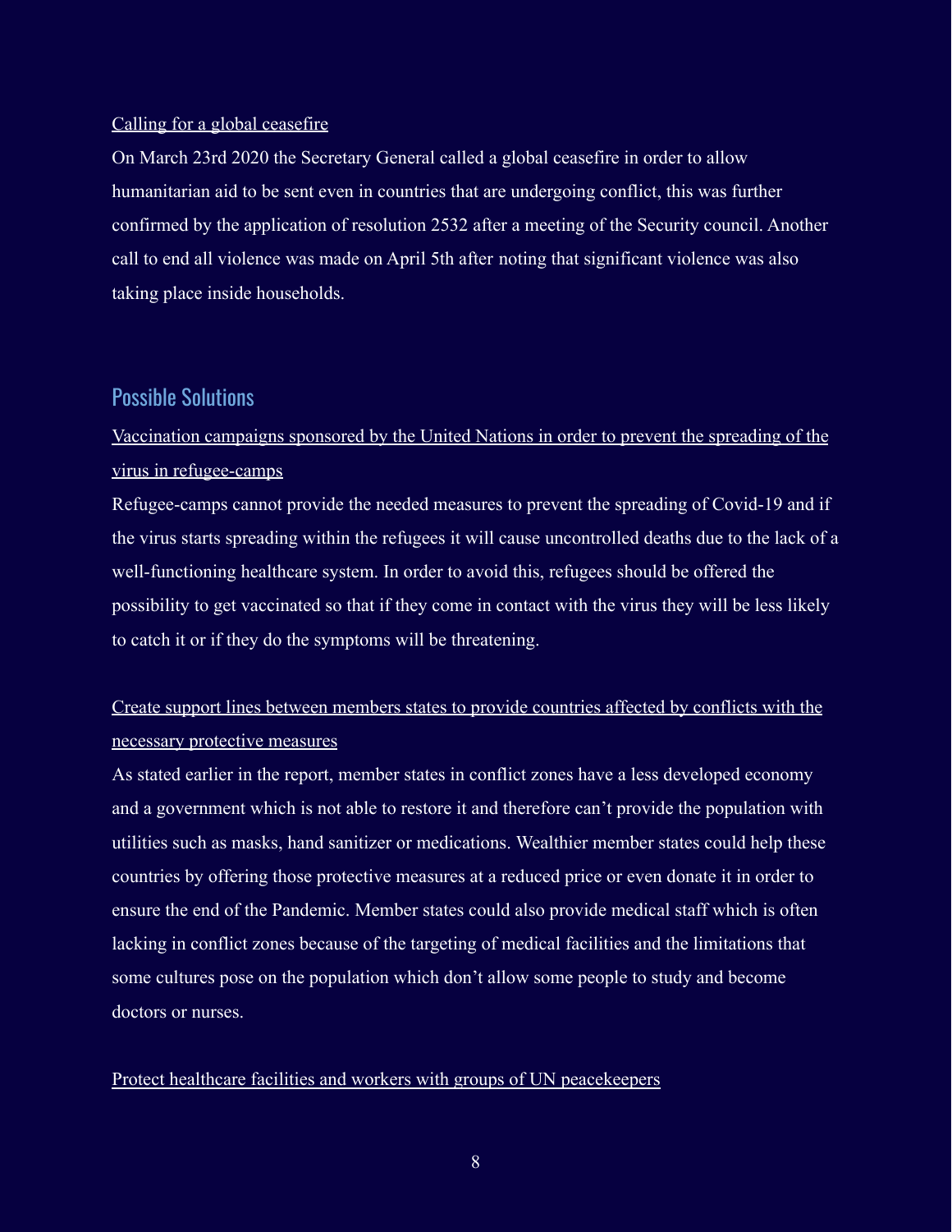Calling for a global ceasefire

On March 23rd 2020 the Secretary General called a global ceasefire in order to allow humanitarian aid to be sent even in countries that are undergoing conflict, this was further confirmed by the application of resolution 2532 after a meeting of the Security council. Another call to end all violence was made on April 5th after noting that significant violence was also taking place inside households.

## Possible Solutions

Vaccination campaigns sponsored by the United Nations in order to prevent the spreading of the virus in refugee-camps

Refugee-camps cannot provide the needed measures to prevent the spreading of Covid-19 and if the virus starts spreading within the refugees it will cause uncontrolled deaths due to the lack of a well-functioning healthcare system. In order to avoid this, refugees should be offered the possibility to get vaccinated so that if they come in contact with the virus they will be less likely to catch it or if they do the symptoms will be threatening.

Create support lines between members states to provide countries affected by conflicts with the necessary protective measures

As stated earlier in the report, member states in conflict zones have a less developed economy and a government which is not able to restore it and therefore can't provide the population with utilities such as masks, hand sanitizer or medications. Wealthier member states could help these countries by offering those protective measures at a reduced price or even donate it in order to ensure the end of the Pandemic. Member states could also provide medical staff which is often lacking in conflict zones because of the targeting of medical facilities and the limitations that some cultures pose on the population which don't allow some people to study and become doctors or nurses.

Protect healthcare facilities and workers with groups of UN peacekeepers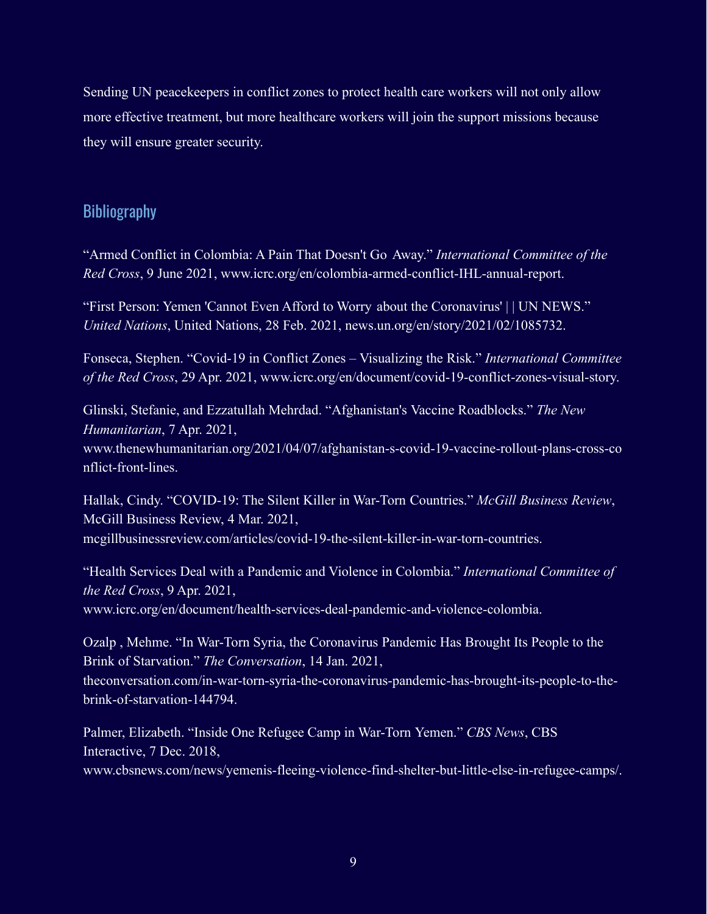Sending UN peacekeepers in conflict zones to protect health care workers will not only allow more effective treatment, but more healthcare workers will join the support missions because they will ensure greater security.

## Bibliography

"Armed Conflict in Colombia: A Pain That Doesn't Go Away." *International Committee of the Red Cross*, 9 June 2021, www.icrc.org/en/colombia-armed-conflict-IHL-annual-report.

"First Person: Yemen 'Cannot Even Afford to Worry about the Coronavirus' | | UN NEWS." *United Nations*, United Nations, 28 Feb. 2021, news.un.org/en/story/2021/02/1085732.

Fonseca, Stephen. "Covid-19 in Conflict Zones – Visualizing the Risk." *International Committee of the Red Cross*, 29 Apr. 2021, www.icrc.org/en/document/covid-19-conflict-zones-visual-story.

Glinski, Stefanie, and Ezzatullah Mehrdad. "Afghanistan's Vaccine Roadblocks." *The New Humanitarian*, 7 Apr. 2021, www.thenewhumanitarian.org/2021/04/07/afghanistan-s-covid-19-vaccine-rollout-plans-cross-conflict-front-lines.

Hallak, Cindy. "COVID-19: The Silent Killer in War-Torn Countries." *McGill Business Review*, McGill Business Review, 4 Mar. 2021, mcgillbusinessreview.com/articles/covid-19-the-silent-killer-in-war-torn-countries.

"Health Services Deal with a Pandemic and Violence in Colombia." *International Committee of the Red Cross*, 9 Apr. 2021, www.icrc.org/en/document/health-services-deal-pandemic-and-violence-colombia.

Ozalp , Mehme. "In War-Torn Syria, the Coronavirus Pandemic Has Brought Its People to the Brink of Starvation." *The Conversation*, 14 Jan. 2021, theconversation.com/in-war-torn-syria-the-coronavirus-pandemic-has-brought-its-people-to-the-brink-of-starvation-144794.

Palmer, Elizabeth. "Inside One Refugee Camp in War-Torn Yemen." *CBS News*, CBS Interactive, 7 Dec. 2018, www.cbsnews.com/news/yemenis-fleeing-violence-find-shelter-but-little-else-in-refugee-camps/.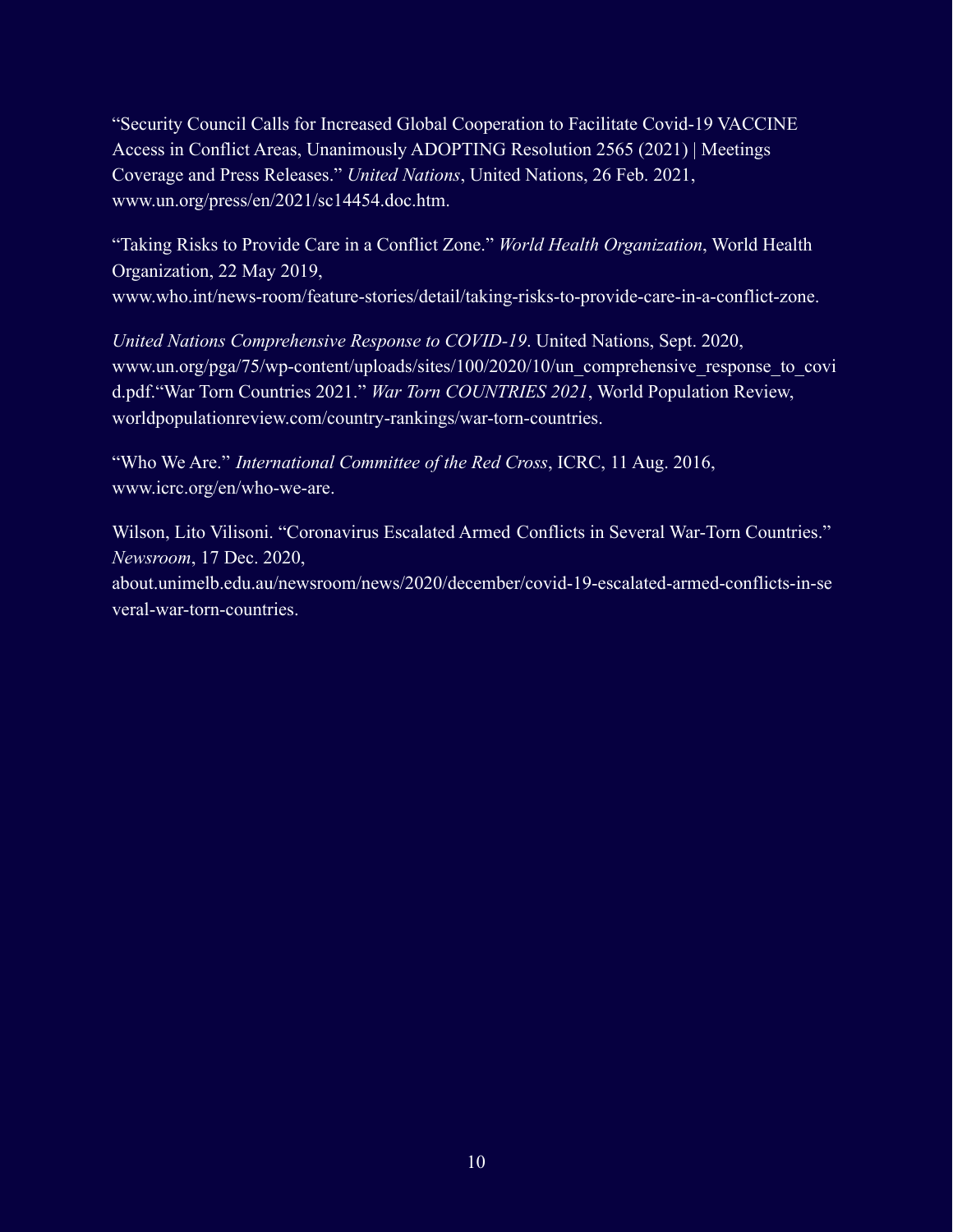"Security Council Calls for Increased Global Cooperation to Facilitate Covid-19 VACCINE Access in Conflict Areas, Unanimously ADOPTING Resolution 2565 (2021) | Meetings Coverage and Press Releases." *United Nations*, United Nations, 26 Feb. 2021, www.un.org/press/en/2021/sc14454.doc.htm.

"Taking Risks to Provide Care in a Conflict Zone." *World Health Organization*, World Health Organization, 22 May 2019, www.who.int/news-room/feature-stories/detail/taking-risks-to-provide-care-in-a-conflict-zone.

*United Nations Comprehensive Response to COVID-19*. United Nations, Sept. 2020, www.un.org/pga/75/wp-content/uploads/sites/100/2020/10/un_comprehensive_response_to_covid.pdf."War Torn Countries 2021." *War Torn COUNTRIES 2021*, World Population Review, worldpopulationreview.com/country-rankings/war-torn-countries.

"Who We Are." *International Committee of the Red Cross*, ICRC, 11 Aug. 2016, www.icrc.org/en/who-we-are.

Wilson, Lito Vilisoni. "Coronavirus Escalated Armed Conflicts in Several War-Torn Countries." *Newsroom*, 17 Dec. 2020, about.unimelb.edu.au/newsroom/news/2020/december/covid-19-escalated-armed-conflicts-in-several-war-torn-countries.